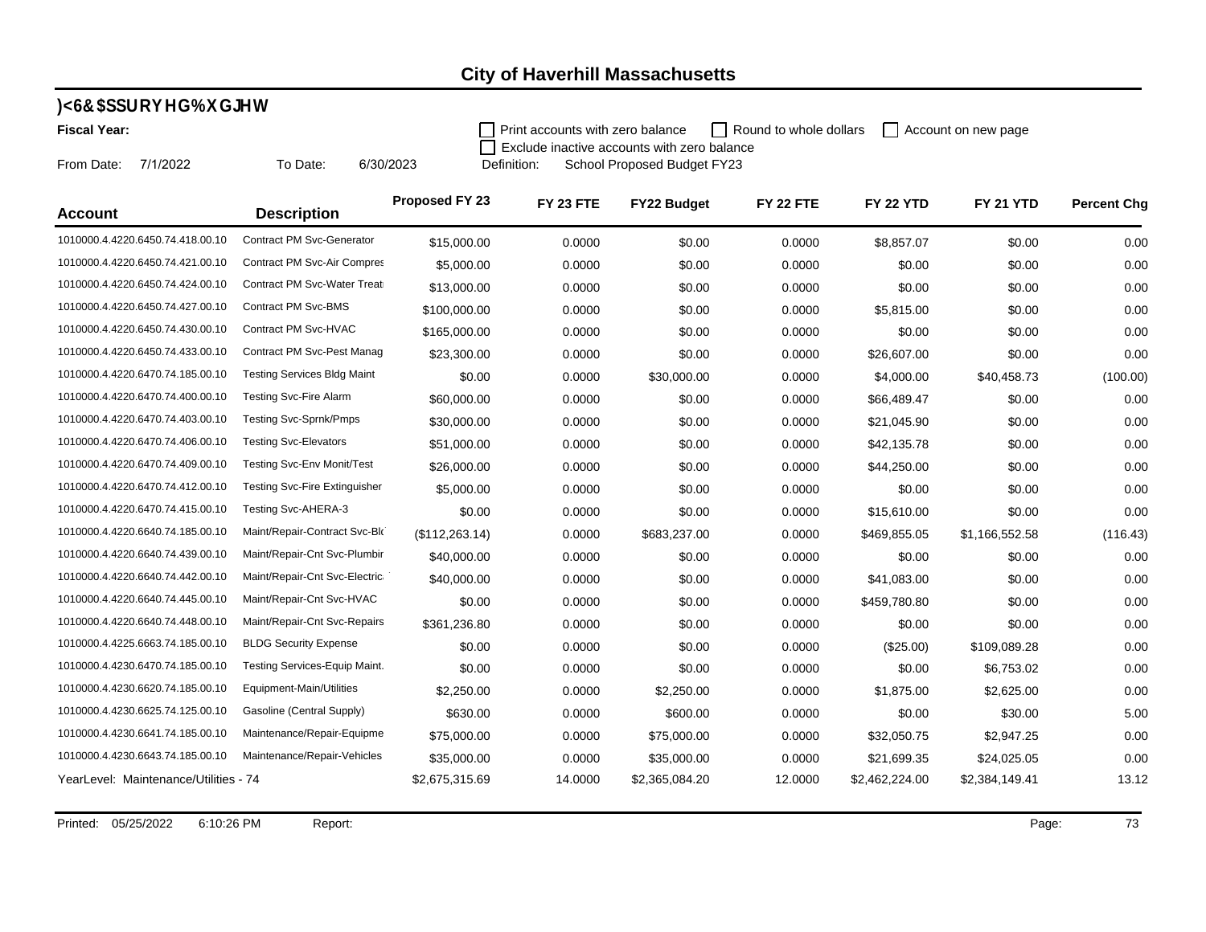# City of Haverhill Massachusetts

## )<6&$SSURYHG%XGJHW

**Fiscal Year:**

☐ Print accounts with zero balance ☐ Round to whole dollars ☐ Account on new page
☐ Exclude inactive accounts with zero balance

From Date: 7/1/2022 To Date: 6/30/2023 Definition: School Proposed Budget FY23

| Account | Description | Proposed FY 23 | FY 23 FTE | FY22 Budget | FY 22 FTE | FY 22 YTD | FY 21 YTD | Percent Chg |
|---|---|---|---|---|---|---|---|---|
| 1010000.4.4220.6450.74.418.00.10 | Contract PM Svc-Generator | $15,000.00 | 0.0000 | $0.00 | 0.0000 | $8,857.07 | $0.00 | 0.00 |
| 1010000.4.4220.6450.74.421.00.10 | Contract PM Svc-Air Compres | $5,000.00 | 0.0000 | $0.00 | 0.0000 | $0.00 | $0.00 | 0.00 |
| 1010000.4.4220.6450.74.424.00.10 | Contract PM Svc-Water Treat | $13,000.00 | 0.0000 | $0.00 | 0.0000 | $0.00 | $0.00 | 0.00 |
| 1010000.4.4220.6450.74.427.00.10 | Contract PM Svc-BMS | $100,000.00 | 0.0000 | $0.00 | 0.0000 | $5,815.00 | $0.00 | 0.00 |
| 1010000.4.4220.6450.74.430.00.10 | Contract PM Svc-HVAC | $165,000.00 | 0.0000 | $0.00 | 0.0000 | $0.00 | $0.00 | 0.00 |
| 1010000.4.4220.6450.74.433.00.10 | Contract PM Svc-Pest Manag | $23,300.00 | 0.0000 | $0.00 | 0.0000 | $26,607.00 | $0.00 | 0.00 |
| 1010000.4.4220.6470.74.185.00.10 | Testing Services Bldg Maint | $0.00 | 0.0000 | $30,000.00 | 0.0000 | $4,000.00 | $40,458.73 | (100.00) |
| 1010000.4.4220.6470.74.400.00.10 | Testing Svc-Fire Alarm | $60,000.00 | 0.0000 | $0.00 | 0.0000 | $66,489.47 | $0.00 | 0.00 |
| 1010000.4.4220.6470.74.403.00.10 | Testing Svc-Sprnk/Pmps | $30,000.00 | 0.0000 | $0.00 | 0.0000 | $21,045.90 | $0.00 | 0.00 |
| 1010000.4.4220.6470.74.406.00.10 | Testing Svc-Elevators | $51,000.00 | 0.0000 | $0.00 | 0.0000 | $42,135.78 | $0.00 | 0.00 |
| 1010000.4.4220.6470.74.409.00.10 | Testing Svc-Env Monit/Test | $26,000.00 | 0.0000 | $0.00 | 0.0000 | $44,250.00 | $0.00 | 0.00 |
| 1010000.4.4220.6470.74.412.00.10 | Testing Svc-Fire Extinguisher | $5,000.00 | 0.0000 | $0.00 | 0.0000 | $0.00 | $0.00 | 0.00 |
| 1010000.4.4220.6470.74.415.00.10 | Testing Svc-AHERA-3 | $0.00 | 0.0000 | $0.00 | 0.0000 | $15,610.00 | $0.00 | 0.00 |
| 1010000.4.4220.6640.74.185.00.10 | Maint/Repair-Contract Svc-Bld | ($112,263.14) | 0.0000 | $683,237.00 | 0.0000 | $469,855.05 | $1,166,552.58 | (116.43) |
| 1010000.4.4220.6640.74.439.00.10 | Maint/Repair-Cnt Svc-Plumbir | $40,000.00 | 0.0000 | $0.00 | 0.0000 | $0.00 | $0.00 | 0.00 |
| 1010000.4.4220.6640.74.442.00.10 | Maint/Repair-Cnt Svc-Electric | $40,000.00 | 0.0000 | $0.00 | 0.0000 | $41,083.00 | $0.00 | 0.00 |
| 1010000.4.4220.6640.74.445.00.10 | Maint/Repair-Cnt Svc-HVAC | $0.00 | 0.0000 | $0.00 | 0.0000 | $459,780.80 | $0.00 | 0.00 |
| 1010000.4.4220.6640.74.448.00.10 | Maint/Repair-Cnt Svc-Repairs | $361,236.80 | 0.0000 | $0.00 | 0.0000 | $0.00 | $0.00 | 0.00 |
| 1010000.4.4225.6663.74.185.00.10 | BLDG Security Expense | $0.00 | 0.0000 | $0.00 | 0.0000 | ($25.00) | $109,089.28 | 0.00 |
| 1010000.4.4230.6470.74.185.00.10 | Testing Services-Equip Maint. | $0.00 | 0.0000 | $0.00 | 0.0000 | $0.00 | $6,753.02 | 0.00 |
| 1010000.4.4230.6620.74.185.00.10 | Equipment-Main/Utilities | $2,250.00 | 0.0000 | $2,250.00 | 0.0000 | $1,875.00 | $2,625.00 | 0.00 |
| 1010000.4.4230.6625.74.125.00.10 | Gasoline (Central Supply) | $630.00 | 0.0000 | $600.00 | 0.0000 | $0.00 | $30.00 | 5.00 |
| 1010000.4.4230.6641.74.185.00.10 | Maintenance/Repair-Equipme | $75,000.00 | 0.0000 | $75,000.00 | 0.0000 | $32,050.75 | $2,947.25 | 0.00 |
| 1010000.4.4230.6643.74.185.00.10 | Maintenance/Repair-Vehicles | $35,000.00 | 0.0000 | $35,000.00 | 0.0000 | $21,699.35 | $24,025.05 | 0.00 |
| YearLevel: Maintenance/Utilities - 74 | | $2,675,315.69 | 14.0000 | $2,365,084.20 | 12.0000 | $2,462,224.00 | $2,384,149.41 | 13.12 |

Printed: 05/25/2022 6:10:26 PM Report: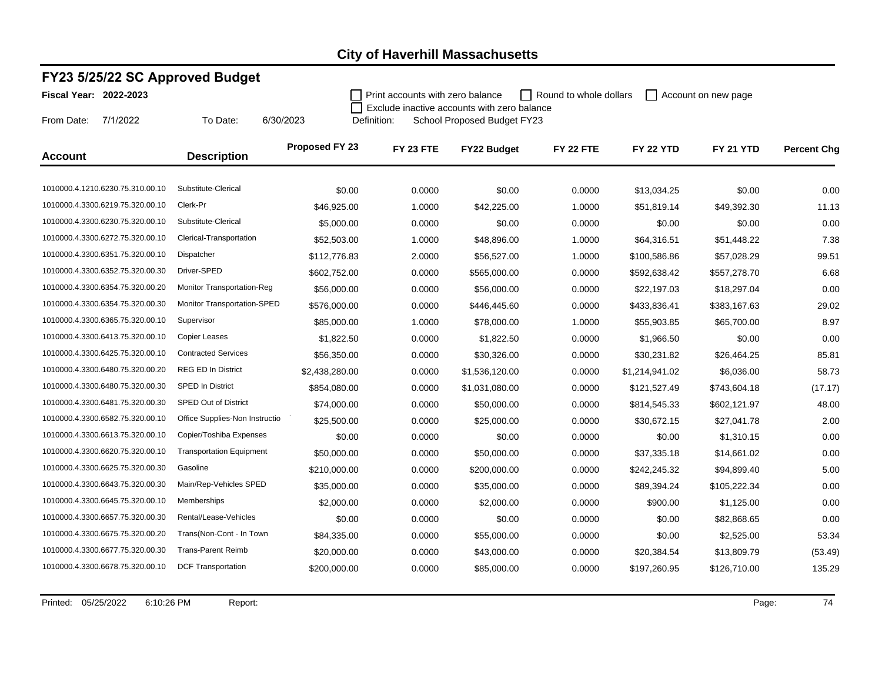# City of Haverhill Massachusetts

## FY23 5/25/22 SC Approved Budget

**Fiscal Year: 2022-2023**

☐ Print accounts with zero balance ☐ Round to whole dollars ☐ Account on new page
☐ Exclude inactive accounts with zero balance

From Date: 7/1/2022 To Date: 6/30/2023 Definition: School Proposed Budget FY23

| Account | Description | Proposed FY 23 | FY 23 FTE | FY22 Budget | FY 22 FTE | FY 22 YTD | FY 21 YTD | Percent Chg |
|---|---|---|---|---|---|---|---|---|
| 1010000.4.1210.6230.75.310.00.10 | Substitute-Clerical | $0.00 | 0.0000 | $0.00 | 0.0000 | $13,034.25 | $0.00 | 0.00 |
| 1010000.4.3300.6219.75.320.00.10 | Clerk-Pr | $46,925.00 | 1.0000 | $42,225.00 | 1.0000 | $51,819.14 | $49,392.30 | 11.13 |
| 1010000.4.3300.6230.75.320.00.10 | Substitute-Clerical | $5,000.00 | 0.0000 | $0.00 | 0.0000 | $0.00 | $0.00 | 0.00 |
| 1010000.4.3300.6272.75.320.00.10 | Clerical-Transportation | $52,503.00 | 1.0000 | $48,896.00 | 1.0000 | $64,316.51 | $51,448.22 | 7.38 |
| 1010000.4.3300.6351.75.320.00.10 | Dispatcher | $112,776.83 | 2.0000 | $56,527.00 | 1.0000 | $100,586.86 | $57,028.29 | 99.51 |
| 1010000.4.3300.6352.75.320.00.30 | Driver-SPED | $602,752.00 | 0.0000 | $565,000.00 | 0.0000 | $592,638.42 | $557,278.70 | 6.68 |
| 1010000.4.3300.6354.75.320.00.20 | Monitor Transportation-Reg | $56,000.00 | 0.0000 | $56,000.00 | 0.0000 | $22,197.03 | $18,297.04 | 0.00 |
| 1010000.4.3300.6354.75.320.00.30 | Monitor Transportation-SPED | $576,000.00 | 0.0000 | $446,445.60 | 0.0000 | $433,836.41 | $383,167.63 | 29.02 |
| 1010000.4.3300.6365.75.320.00.10 | Supervisor | $85,000.00 | 1.0000 | $78,000.00 | 1.0000 | $55,903.85 | $65,700.00 | 8.97 |
| 1010000.4.3300.6413.75.320.00.10 | Copier Leases | $1,822.50 | 0.0000 | $1,822.50 | 0.0000 | $1,966.50 | $0.00 | 0.00 |
| 1010000.4.3300.6425.75.320.00.10 | Contracted Services | $56,350.00 | 0.0000 | $30,326.00 | 0.0000 | $30,231.82 | $26,464.25 | 85.81 |
| 1010000.4.3300.6480.75.320.00.20 | REG ED In District | $2,438,280.00 | 0.0000 | $1,536,120.00 | 0.0000 | $1,214,941.02 | $6,036.00 | 58.73 |
| 1010000.4.3300.6480.75.320.00.30 | SPED In District | $854,080.00 | 0.0000 | $1,031,080.00 | 0.0000 | $121,527.49 | $743,604.18 | (17.17) |
| 1010000.4.3300.6481.75.320.00.30 | SPED Out of District | $74,000.00 | 0.0000 | $50,000.00 | 0.0000 | $814,545.33 | $602,121.97 | 48.00 |
| 1010000.4.3300.6582.75.320.00.10 | Office Supplies-Non Instructio | $25,500.00 | 0.0000 | $25,000.00 | 0.0000 | $30,672.15 | $27,041.78 | 2.00 |
| 1010000.4.3300.6613.75.320.00.10 | Copier/Toshiba Expenses | $0.00 | 0.0000 | $0.00 | 0.0000 | $0.00 | $1,310.15 | 0.00 |
| 1010000.4.3300.6620.75.320.00.10 | Transportation Equipment | $50,000.00 | 0.0000 | $50,000.00 | 0.0000 | $37,335.18 | $14,661.02 | 0.00 |
| 1010000.4.3300.6625.75.320.00.30 | Gasoline | $210,000.00 | 0.0000 | $200,000.00 | 0.0000 | $242,245.32 | $94,899.40 | 5.00 |
| 1010000.4.3300.6643.75.320.00.30 | Main/Rep-Vehicles SPED | $35,000.00 | 0.0000 | $35,000.00 | 0.0000 | $89,394.24 | $105,222.34 | 0.00 |
| 1010000.4.3300.6645.75.320.00.10 | Memberships | $2,000.00 | 0.0000 | $2,000.00 | 0.0000 | $900.00 | $1,125.00 | 0.00 |
| 1010000.4.3300.6657.75.320.00.30 | Rental/Lease-Vehicles | $0.00 | 0.0000 | $0.00 | 0.0000 | $0.00 | $82,868.65 | 0.00 |
| 1010000.4.3300.6675.75.320.00.20 | Trans(Non-Cont - In Town | $84,335.00 | 0.0000 | $55,000.00 | 0.0000 | $0.00 | $2,525.00 | 53.34 |
| 1010000.4.3300.6677.75.320.00.30 | Trans-Parent Reimb | $20,000.00 | 0.0000 | $43,000.00 | 0.0000 | $20,384.54 | $13,809.79 | (53.49) |
| 1010000.4.3300.6678.75.320.00.10 | DCF Transportation | $200,000.00 | 0.0000 | $85,000.00 | 0.0000 | $197,260.95 | $126,710.00 | 135.29 |

Printed: 05/25/2022 6:10:26 PM Report: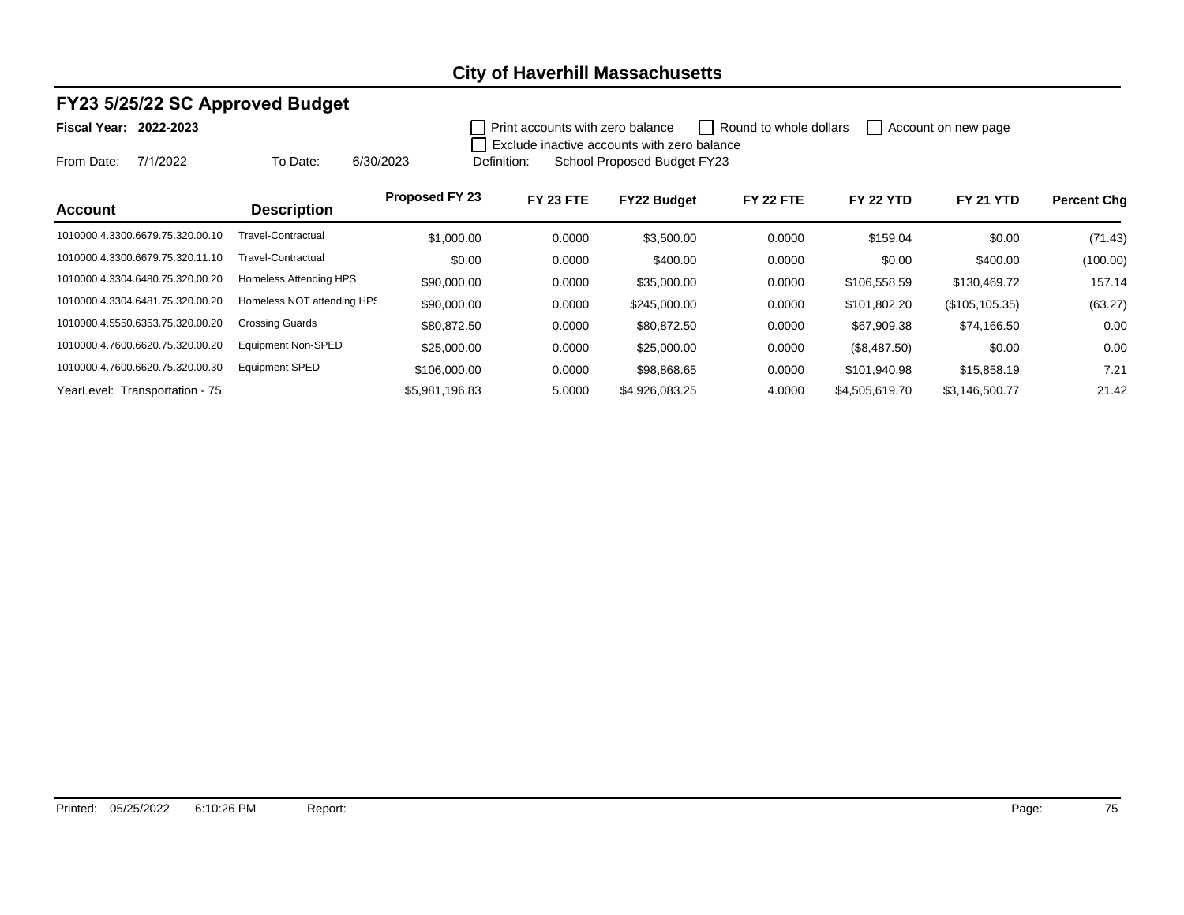## City of Haverhill Massachusetts

### FY23 5/25/22 SC Approved Budget

**Fiscal Year: 2022-2023**

☐ Print accounts with zero balance ☐ Round to whole dollars ☐ Account on new page
☐ Exclude inactive accounts with zero balance

From Date: 7/1/2022 To Date: 6/30/2023 Definition: School Proposed Budget FY23

| Account | Description | Proposed FY 23 | FY 23 FTE | FY22 Budget | FY 22 FTE | FY 22 YTD | FY 21 YTD | Percent Chg |
|---|---|---|---|---|---|---|---|---|
| 1010000.4.3300.6679.75.320.00.10 | Travel-Contractual | $1,000.00 | 0.0000 | $3,500.00 | 0.0000 | $159.04 | $0.00 | (71.43) |
| 1010000.4.3300.6679.75.320.11.10 | Travel-Contractual | $0.00 | 0.0000 | $400.00 | 0.0000 | $0.00 | $400.00 | (100.00) |
| 1010000.4.3304.6480.75.320.00.20 | Homeless Attending HPS | $90,000.00 | 0.0000 | $35,000.00 | 0.0000 | $106,558.59 | $130,469.72 | 157.14 |
| 1010000.4.3304.6481.75.320.00.20 | Homeless NOT attending HPS | $90,000.00 | 0.0000 | $245,000.00 | 0.0000 | $101,802.20 | ($105,105.35) | (63.27) |
| 1010000.4.5550.6353.75.320.00.20 | Crossing Guards | $80,872.50 | 0.0000 | $80,872.50 | 0.0000 | $67,909.38 | $74,166.50 | 0.00 |
| 1010000.4.7600.6620.75.320.00.20 | Equipment Non-SPED | $25,000.00 | 0.0000 | $25,000.00 | 0.0000 | ($8,487.50) | $0.00 | 0.00 |
| 1010000.4.7600.6620.75.320.00.30 | Equipment SPED | $106,000.00 | 0.0000 | $98,868.65 | 0.0000 | $101,940.98 | $15,858.19 | 7.21 |
| YearLevel: Transportation - 75 | | $5,981,196.83 | 5.0000 | $4,926,083.25 | 4.0000 | $4,505,619.70 | $3,146,500.77 | 21.42 |

Printed: 05/25/2022 6:10:26 PM Report: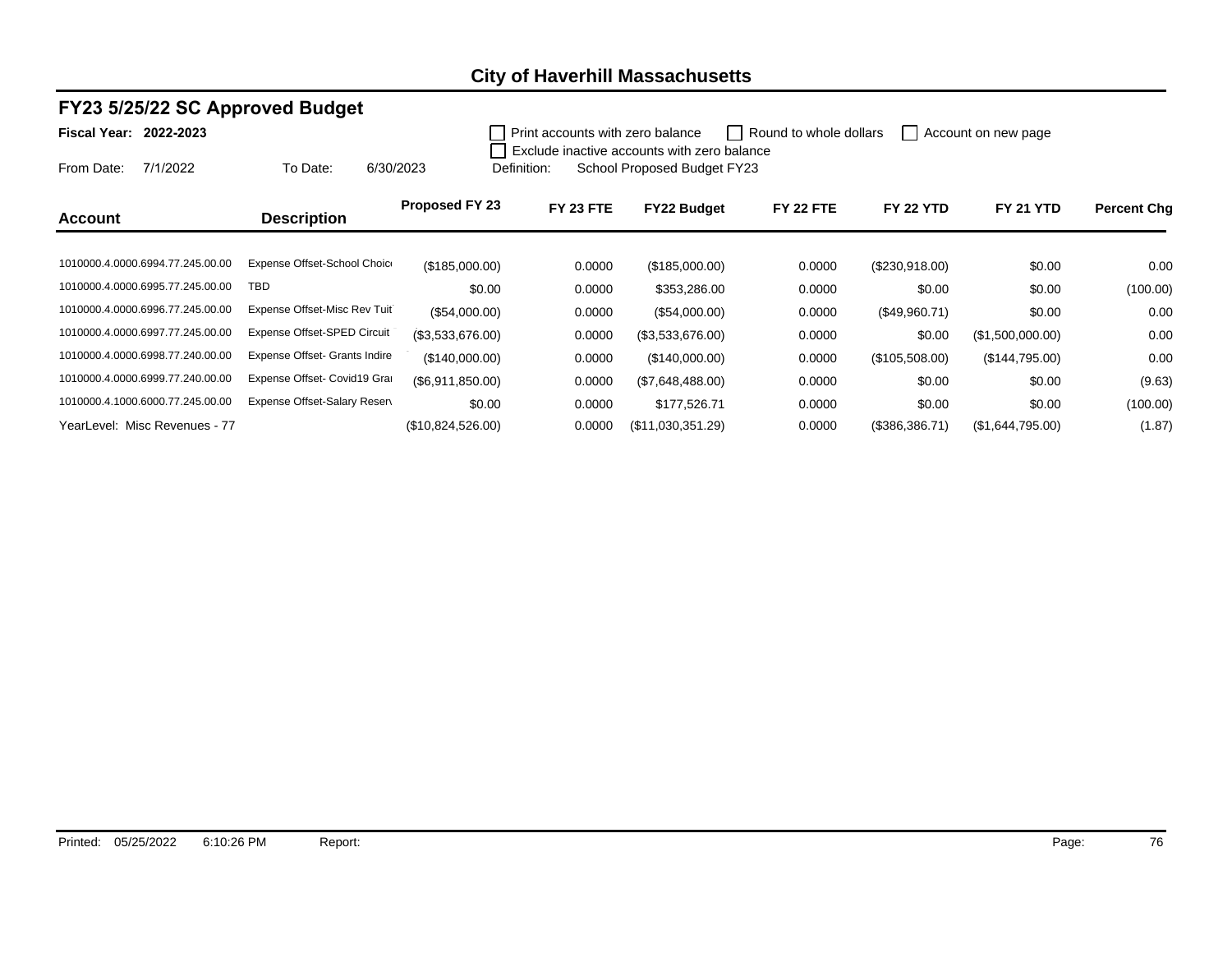**City of Haverhill Massachusetts**

## FY23 5/25/22 SC Approved Budget

**Fiscal Year: 2022-2023**

☐ Print accounts with zero balance ☐ Round to whole dollars ☐ Account on new page
☐ Exclude inactive accounts with zero balance

From Date: 7/1/2022 To Date: 6/30/2023 Definition: School Proposed Budget FY23

| Account | Description | Proposed FY 23 | FY 23 FTE | FY22 Budget | FY 22 FTE | FY 22 YTD | FY 21 YTD | Percent Chg |
|---|---|---|---|---|---|---|---|---|
| 1010000.4.0000.6994.77.245.00.00 | Expense Offset-School Choic | ($185,000.00) | 0.0000 | ($185,000.00) | 0.0000 | ($230,918.00) | $0.00 | 0.00 |
| 1010000.4.0000.6995.77.245.00.00 | TBD | $0.00 | 0.0000 | $353,286.00 | 0.0000 | $0.00 | $0.00 | (100.00) |
| 1010000.4.0000.6996.77.245.00.00 | Expense Offset-Misc Rev Tuit | ($54,000.00) | 0.0000 | ($54,000.00) | 0.0000 | ($49,960.71) | $0.00 | 0.00 |
| 1010000.4.0000.6997.77.245.00.00 | Expense Offset-SPED Circuit | ($3,533,676.00) | 0.0000 | ($3,533,676.00) | 0.0000 | $0.00 | ($1,500,000.00) | 0.00 |
| 1010000.4.0000.6998.77.240.00.00 | Expense Offset- Grants Indire | ($140,000.00) | 0.0000 | ($140,000.00) | 0.0000 | ($105,508.00) | ($144,795.00) | 0.00 |
| 1010000.4.0000.6999.77.240.00.00 | Expense Offset- Covid19 Grai | ($6,911,850.00) | 0.0000 | ($7,648,488.00) | 0.0000 | $0.00 | $0.00 | (9.63) |
| 1010000.4.1000.6000.77.245.00.00 | Expense Offset-Salary Reserv | $0.00 | 0.0000 | $177,526.71 | 0.0000 | $0.00 | $0.00 | (100.00) |
| YearLevel: Misc Revenues - 77 | | ($10,824,526.00) | 0.0000 | ($11,030,351.29) | 0.0000 | ($386,386.71) | ($1,644,795.00) | (1.87) |

Printed: 05/25/2022 6:10:26 PM Report: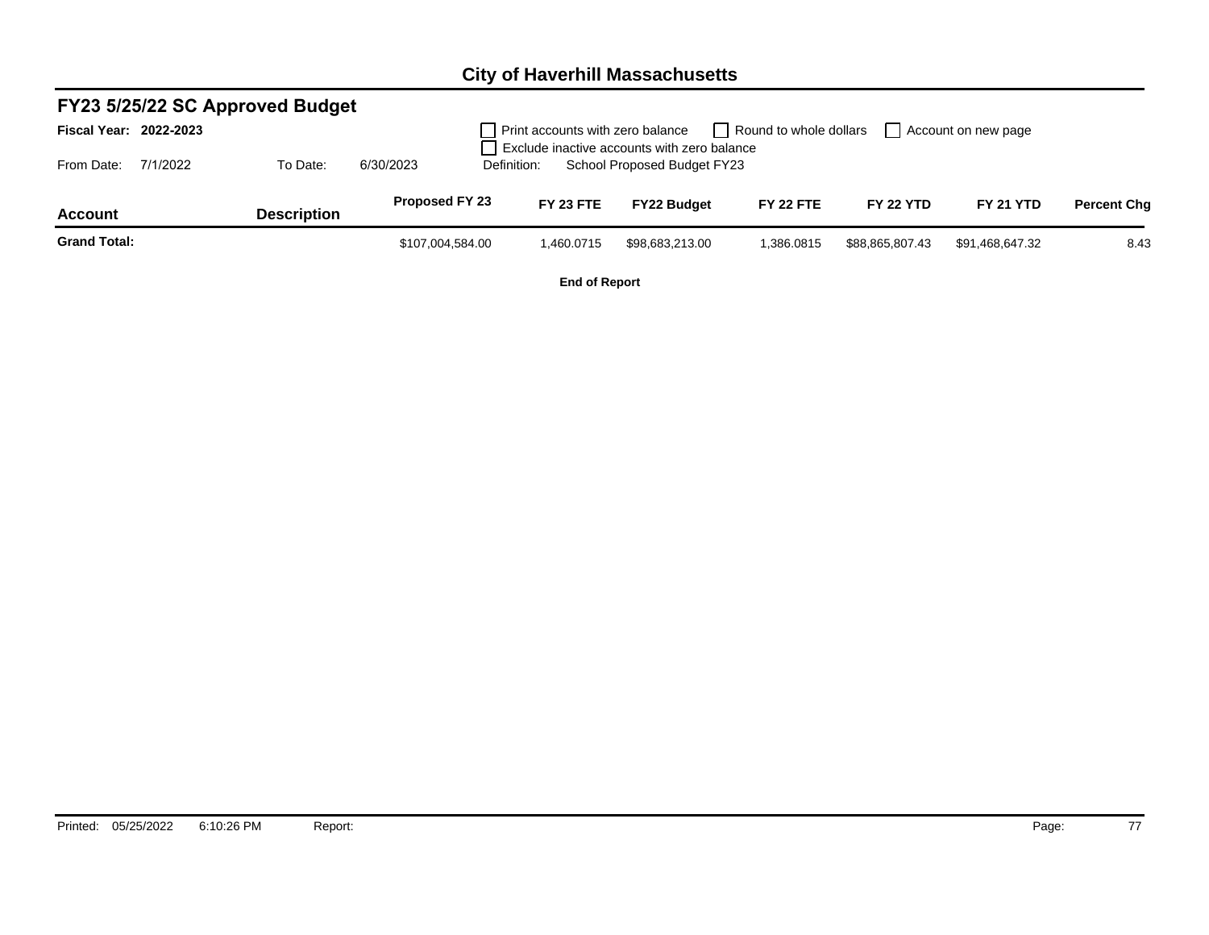## City of Haverhill Massachusetts

### FY23 5/25/22 SC Approved Budget

**Fiscal Year: 2022-2023**

☐ Print accounts with zero balance ☐ Round to whole dollars ☐ Account on new page
☐ Exclude inactive accounts with zero balance

From Date: 7/1/2022 To Date: 6/30/2023 Definition: School Proposed Budget FY23

| Account | Description | Proposed FY 23 | FY 23 FTE | FY22 Budget | FY 22 FTE | FY 22 YTD | FY 21 YTD | Percent Chg |
|---|---|---|---|---|---|---|---|---|
| **Grand Total:** | | $107,004,584.00 | 1,460.0715 | $98,683,213.00 | 1,386.0815 | $88,865,807.43 | $91,468,647.32 | 8.43 |

**End of Report**

Printed: 05/25/2022 6:10:26 PM Report: